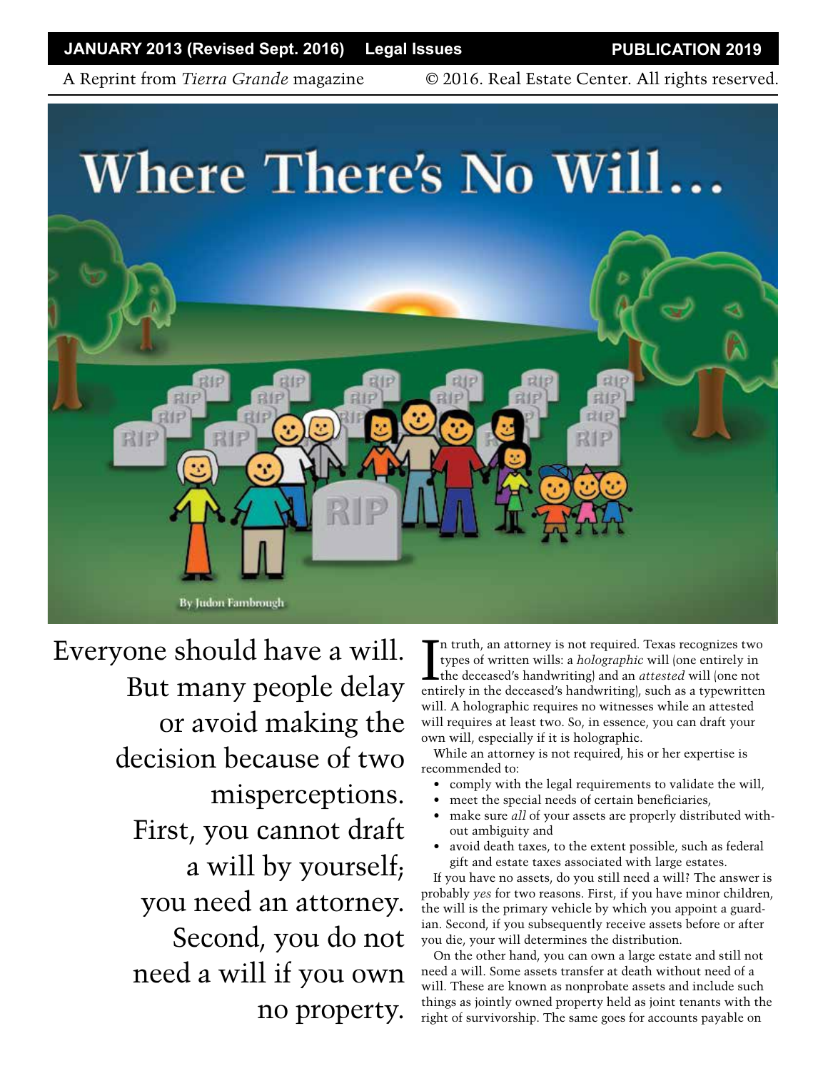JANUARY 2013 (Revised Sept. 2016) Legal Issues PUBLICATION 2019

A Reprint from *Tierra Grande* magazine © 2016. Real Estate Center. All rights reserved.

# Where There's No Will…

By Judon Fambrough

Everyone should have a will. But many people delay or avoid making the decision because of two misperceptions. First, you cannot draft a will by yourself; you need an attorney. Second, you do not need a will if you own no property.

In truth, an attorney is not required. Texas recognizes two types of written wills: a *holographic* will (one entirely in the deceased's handwriting) and an *attested* will (one not entirely in the deceased's handwriting), such as a typewritten will. A holographic requires no witnesses while an attested will requires at least two. So, in essence, you can draft your own will, especially if it is holographic.

While an attorney is not required, his or her expertise is recommended to:

- comply with the legal requirements to validate the will,
- meet the special needs of certain beneficiaries,
- make sure *all* of your assets are properly distributed without ambiguity and
- avoid death taxes, to the extent possible, such as federal gift and estate taxes associated with large estates.

If you have no assets, do you still need a will? The answer is probably *yes* for two reasons. First, if you have minor children, the will is the primary vehicle by which you appoint a guardian. Second, if you subsequently receive assets before or after you die, your will determines the distribution.

On the other hand, you can own a large estate and still not need a will. Some assets transfer at death without need of a will. These are known as nonprobate assets and include such things as jointly owned property held as joint tenants with the right of survivorship. The same goes for accounts payable on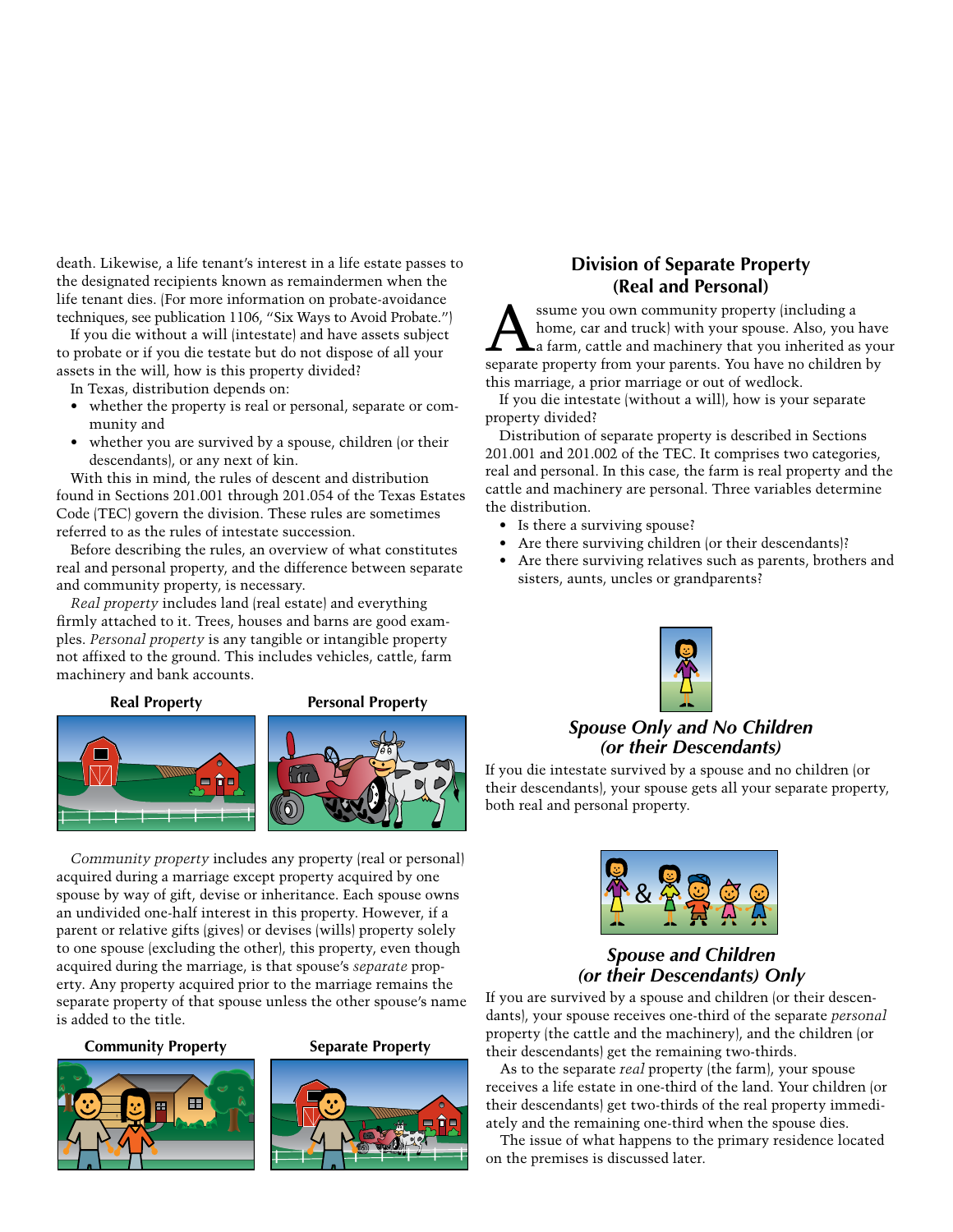death. Likewise, a life tenant's interest in a life estate passes to the designated recipients known as remaindermen when the life tenant dies. (For more information on probate-avoidance techniques, see publication 1106, "Six Ways to Avoid Probate.")

If you die without a will (intestate) and have assets subject to probate or if you die testate but do not dispose of all your assets in the will, how is this property divided?

In Texas, distribution depends on:

- whether the property is real or personal, separate or community and
- whether you are survived by a spouse, children (or their descendants), or any next of kin.

With this in mind, the rules of descent and distribution found in Sections 201.001 through 201.054 of the Texas Estates Code (TEC) govern the division. These rules are sometimes referred to as the rules of intestate succession.

Before describing the rules, an overview of what constitutes real and personal property, and the difference between separate and community property, is necessary.

*Real property* includes land (real estate) and everything firmly attached to it. Trees, houses and barns are good examples. *Personal property* is any tangible or intangible property not affixed to the ground. This includes vehicles, cattle, farm machinery and bank accounts.

**Real Property**

**Personal Property**

*Community property* includes any property (real or personal) acquired during a marriage except property acquired by one spouse by way of gift, devise or inheritance. Each spouse owns an undivided one-half interest in this property. However, if a parent or relative gifts (gives) or devises (wills) property solely to one spouse (excluding the other), this property, even though acquired during the marriage, is that spouse's *separate* property. Any property acquired prior to the marriage remains the separate property of that spouse unless the other spouse's name is added to the title.

**Community Property**

**Separate Property**

## Division of Separate Property (Real and Personal)

Assume you own community property (including a home, car and truck) with your spouse. Also, you have a farm, cattle and machinery that you inherited as your separate property from your parents. You have no children by this marriage, a prior marriage or out of wedlock.

If you die intestate (without a will), how is your separate property divided?

Distribution of separate property is described in Sections 201.001 and 201.002 of the TEC. It comprises two categories, real and personal. In this case, the farm is real property and the cattle and machinery are personal. Three variables determine the distribution.

- Is there a surviving spouse?
- Are there surviving children (or their descendants)?
- Are there surviving relatives such as parents, brothers and sisters, aunts, uncles or grandparents?

### *Spouse Only and No Children (or their Descendants)*

If you die intestate survived by a spouse and no children (or their descendants), your spouse gets all your separate property, both real and personal property.

### *Spouse and Children (or their Descendants) Only*

If you are survived by a spouse and children (or their descendants), your spouse receives one-third of the separate *personal* property (the cattle and the machinery), and the children (or their descendants) get the remaining two-thirds.

As to the separate *real* property (the farm), your spouse receives a life estate in one-third of the land. Your children (or their descendants) get two-thirds of the real property immediately and the remaining one-third when the spouse dies.

The issue of what happens to the primary residence located on the premises is discussed later.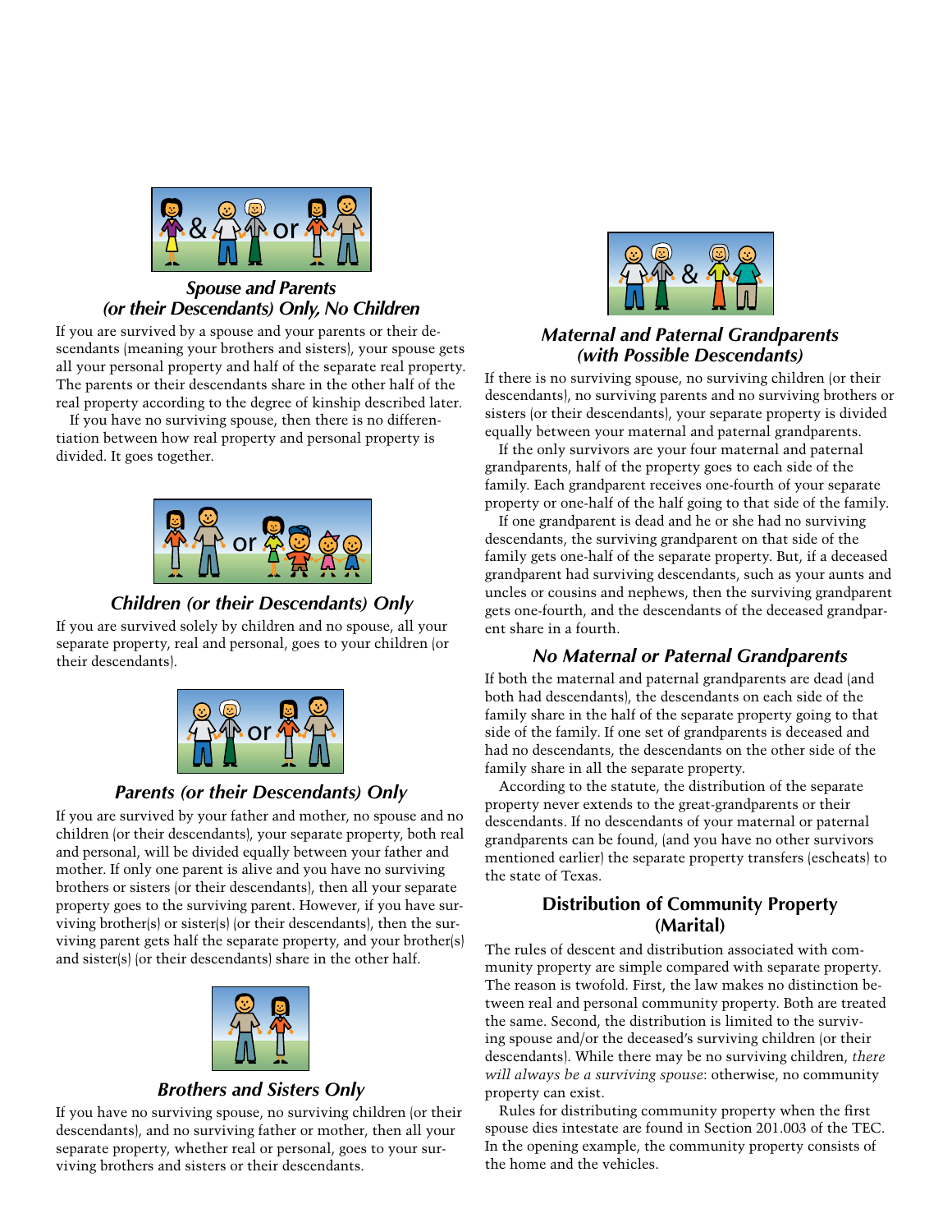### *Spouse and Parents (or their Descendants) Only, No Children*

If you are survived by a spouse and your parents or their descendants (meaning your brothers and sisters), your spouse gets all your personal property and half of the separate real property. The parents or their descendants share in the other half of the real property according to the degree of kinship described later.

If you have no surviving spouse, then there is no differentiation between how real property and personal property is divided. It goes together.

### *Children (or their Descendants) Only*

If you are survived solely by children and no spouse, all your separate property, real and personal, goes to your children (or their descendants).

### *Parents (or their Descendants) Only*

If you are survived by your father and mother, no spouse and no children (or their descendants), your separate property, both real and personal, will be divided equally between your father and mother. If only one parent is alive and you have no surviving brothers or sisters (or their descendants), then all your separate property goes to the surviving parent. However, if you have surviving brother(s) or sister(s) (or their descendants), then the surviving parent gets half the separate property, and your brother(s) and sister(s) (or their descendants) share in the other half.

### *Brothers and Sisters Only*

If you have no surviving spouse, no surviving children (or their descendants), and no surviving father or mother, then all your separate property, whether real or personal, goes to your surviving brothers and sisters or their descendants.

### *Maternal and Paternal Grandparents (with Possible Descendants)*

If there is no surviving spouse, no surviving children (or their descendants), no surviving parents and no surviving brothers or sisters (or their descendants), your separate property is divided equally between your maternal and paternal grandparents.

If the only survivors are your four maternal and paternal grandparents, half of the property goes to each side of the family. Each grandparent receives one-fourth of your separate property or one-half of the half going to that side of the family.

If one grandparent is dead and he or she had no surviving descendants, the surviving grandparent on that side of the family gets one-half of the separate property. But, if a deceased grandparent had surviving descendants, such as your aunts and uncles or cousins and nephews, then the surviving grandparent gets one-fourth, and the descendants of the deceased grandparent share in a fourth.

### *No Maternal or Paternal Grandparents*

If both the maternal and paternal grandparents are dead (and both had descendants), the descendants on each side of the family share in the half of the separate property going to that side of the family. If one set of grandparents is deceased and had no descendants, the descendants on the other side of the family share in all the separate property.

According to the statute, the distribution of the separate property never extends to the great-grandparents or their descendants. If no descendants of your maternal or paternal grandparents can be found, (and you have no other survivors mentioned earlier) the separate property transfers (escheats) to the state of Texas.

## Distribution of Community Property (Marital)

The rules of descent and distribution associated with community property are simple compared with separate property. The reason is twofold. First, the law makes no distinction between real and personal community property. Both are treated the same. Second, the distribution is limited to the surviving spouse and/or the deceased's surviving children (or their descendants). While there may be no surviving children, *there will always be a surviving spouse*: otherwise, no community property can exist.

Rules for distributing community property when the first spouse dies intestate are found in Section 201.003 of the TEC. In the opening example, the community property consists of the home and the vehicles.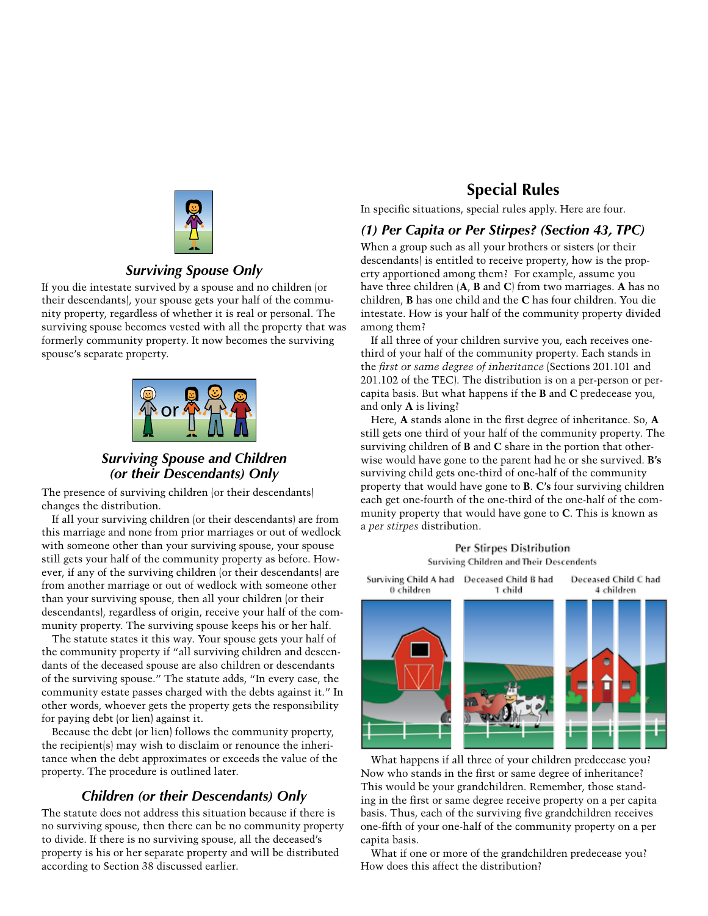### *Surviving Spouse Only*

If you die intestate survived by a spouse and no children (or their descendants), your spouse gets your half of the community property, regardless of whether it is real or personal. The surviving spouse becomes vested with all the property that was formerly community property. It now becomes the surviving spouse's separate property.

### *Surviving Spouse and Children (or their Descendants) Only*

The presence of surviving children (or their descendants) changes the distribution.

If all your surviving children (or their descendants) are from this marriage and none from prior marriages or out of wedlock with someone other than your surviving spouse, your spouse still gets your half of the community property as before. However, if any of the surviving children (or their descendants) are from another marriage or out of wedlock with someone other than your surviving spouse, then all your children (or their descendants), regardless of origin, receive your half of the community property. The surviving spouse keeps his or her half.

The statute states it this way. Your spouse gets your half of the community property if "all surviving children and descendants of the deceased spouse are also children or descendants of the surviving spouse." The statute adds, "In every case, the community estate passes charged with the debts against it." In other words, whoever gets the property gets the responsibility for paying debt (or lien) against it.

Because the debt (or lien) follows the community property, the recipient(s) may wish to disclaim or renounce the inheritance when the debt approximates or exceeds the value of the property. The procedure is outlined later.

### *Children (or their Descendants) Only*

The statute does not address this situation because if there is no surviving spouse, then there can be no community property to divide. If there is no surviving spouse, all the deceased's property is his or her separate property and will be distributed according to Section 38 discussed earlier.

## Special Rules

In specific situations, special rules apply. Here are four.

### *(1) Per Capita or Per Stirpes? (Section 43, TPC)*

When a group such as all your brothers or sisters (or their descendants) is entitled to receive property, how is the property apportioned among them? For example, assume you have three children (**A**, **B** and **C**) from two marriages. **A** has no children, **B** has one child and the **C** has four children. You die intestate. How is your half of the community property divided among them?

If all three of your children survive you, each receives one-third of your half of the community property. Each stands in the *first or same degree of inheritance* (Sections 201.101 and 201.102 of the TEC). The distribution is on a per-person or per-capita basis. But what happens if the **B** and **C** predecease you, and only **A** is living?

Here, **A** stands alone in the first degree of inheritance. So, **A** still gets one third of your half of the community property. The surviving children of **B** and **C** share in the portion that otherwise would have gone to the parent had he or she survived. **B's** surviving child gets one-third of one-half of the community property that would have gone to **B**. **C's** four surviving children each get one-fourth of the one-third of the one-half of the community property that would have gone to **C**. This is known as a *per stirpes* distribution.

Per Stirpes Distribution
Surviving Children and Their Descendents

Surviving Child A had 0 children | Deceased Child B had 1 child | Deceased Child C had 4 children

What happens if all three of your children predecease you? Now who stands in the first or same degree of inheritance? This would be your grandchildren. Remember, those standing in the first or same degree receive property on a per capita basis. Thus, each of the surviving five grandchildren receives one-fifth of your one-half of the community property on a per capita basis.

What if one or more of the grandchildren predecease you? How does this affect the distribution?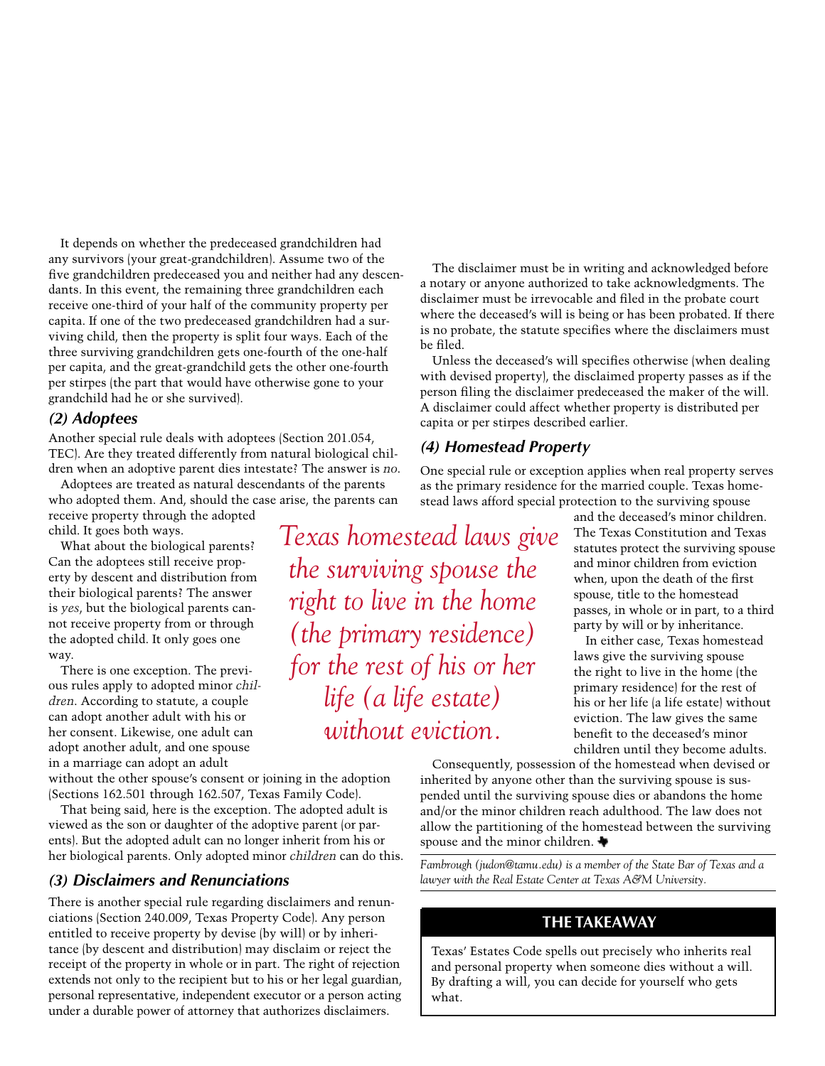It depends on whether the predeceased grandchildren had any survivors (your great-grandchildren). Assume two of the five grandchildren predeceased you and neither had any descendants. In this event, the remaining three grandchildren each receive one-third of your half of the community property per capita. If one of the two predeceased grandchildren had a surviving child, then the property is split four ways. Each of the three surviving grandchildren gets one-fourth of the one-half per capita, and the great-grandchild gets the other one-fourth per stirpes (the part that would have otherwise gone to your grandchild had he or she survived).

### *(2) Adoptees*

Another special rule deals with adoptees (Section 201.054, TEC). Are they treated differently from natural biological children when an adoptive parent dies intestate? The answer is *no*.

Adoptees are treated as natural descendants of the parents who adopted them. And, should the case arise, the parents can receive property through the adopted child. It goes both ways.

What about the biological parents? Can the adoptees still receive property by descent and distribution from their biological parents? The answer is *yes*, but the biological parents cannot receive property from or through the adopted child. It only goes one way.

There is one exception. The previous rules apply to adopted minor *children*. According to statute, a couple can adopt another adult with his or her consent. Likewise, one adult can adopt another adult, and one spouse in a marriage can adopt an adult without the other spouse's consent or joining in the adoption (Sections 162.501 through 162.507, Texas Family Code).

That being said, here is the exception. The adopted adult is viewed as the son or daughter of the adoptive parent (or parents). But the adopted adult can no longer inherit from his or her biological parents. Only adopted minor *children* can do this.

### *(3) Disclaimers and Renunciations*

There is another special rule regarding disclaimers and renunciations (Section 240.009, Texas Property Code). Any person entitled to receive property by devise (by will) or by inheritance (by descent and distribution) may disclaim or reject the receipt of the property in whole or in part. The right of rejection extends not only to the recipient but to his or her legal guardian, personal representative, independent executor or a person acting under a durable power of attorney that authorizes disclaimers.

The disclaimer must be in writing and acknowledged before a notary or anyone authorized to take acknowledgments. The disclaimer must be irrevocable and filed in the probate court where the deceased's will is being or has been probated. If there is no probate, the statute specifies where the disclaimers must be filed.

Unless the deceased's will specifies otherwise (when dealing with devised property), the disclaimed property passes as if the person filing the disclaimer predeceased the maker of the will. A disclaimer could affect whether property is distributed per capita or per stirpes described earlier.

### *(4) Homestead Property*

One special rule or exception applies when real property serves as the primary residence for the married couple. Texas homestead laws afford special protection to the surviving spouse and the deceased's minor children. The Texas Constitution and Texas statutes protect the surviving spouse and minor children from eviction when, upon the death of the first spouse, title to the homestead passes, in whole or in part, to a third party by will or by inheritance.

*Texas homestead laws give the surviving spouse the right to live in the home (the primary residence) for the rest of his or her life (a life estate) without eviction.*

In either case, Texas homestead laws give the surviving spouse the right to live in the home (the primary residence) for the rest of his or her life (a life estate) without eviction. The law gives the same benefit to the deceased's minor children until they become adults.

Consequently, possession of the homestead when devised or inherited by anyone other than the surviving spouse is suspended until the surviving spouse dies or abandons the home and/or the minor children reach adulthood. The law does not allow the partitioning of the homestead between the surviving spouse and the minor children.

*Fambrough (judon@tamu.edu) is a member of the State Bar of Texas and a lawyer with the Real Estate Center at Texas A&M University.*

## THE TAKEAWAY

Texas' Estates Code spells out precisely who inherits real and personal property when someone dies without a will. By drafting a will, you can decide for yourself who gets what.